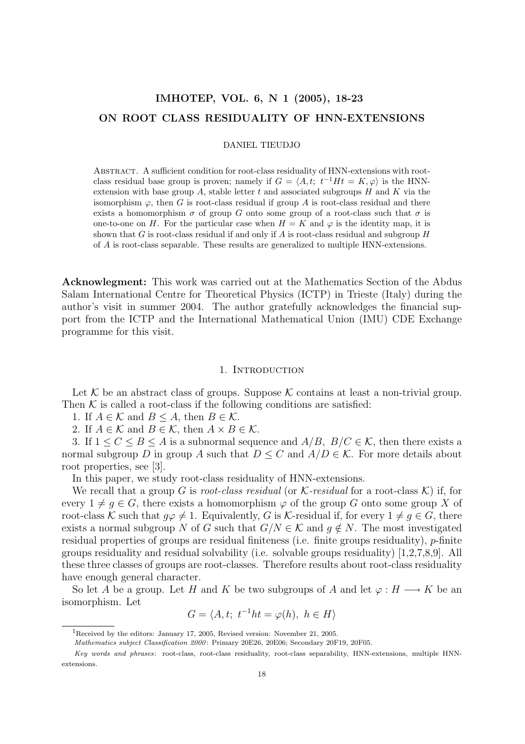# ON ROOT CLASS RESIDUALITY OF HNN-EXTENSIONS

DANIEL TIEUDJO

ABSTRACT. A sufficient condition for root-class residuality of HNN-extensions with root-class residual base group is proven; namely if $G = \langle A, t;\ t^{-1}Ht = K, \varphi \rangle$ is the HNN-extension with base group $A$, stable letter $t$ and associated subgroups $H$ and $K$ via the isomorphism $\varphi$, then $G$ is root-class residual if group $A$ is root-class residual and there exists a homomorphism $\sigma$ of group $G$ onto some group of a root-class such that $\sigma$ is one-to-one on $H$. For the particular case when $H = K$ and $\varphi$ is the identity map, it is shown that $G$ is root-class residual if and only if $A$ is root-class residual and subgroup $H$ of $A$ is root-class separable. These results are generalized to multiple HNN-extensions.

**Acknowlegment:** This work was carried out at the Mathematics Section of the Abdus Salam International Centre for Theoretical Physics (ICTP) in Trieste (Italy) during the author's visit in summer 2004. The author gratefully acknowledges the financial support from the ICTP and the International Mathematical Union (IMU) CDE Exchange programme for this visit.

## 1. Introduction

Let $\mathcal{K}$ be an abstract class of groups. Suppose $\mathcal{K}$ contains at least a non-trivial group. Then $\mathcal{K}$ is called a root-class if the following conditions are satisfied:

1. If $A \in \mathcal{K}$ and $B \leq A$, then $B \in \mathcal{K}$.
2. If $A \in \mathcal{K}$ and $B \in \mathcal{K}$, then $A \times B \in \mathcal{K}$.
3. If $1 \leq C \leq B \leq A$ is a subnormal sequence and $A/B,\ B/C \in \mathcal{K}$, then there exists a normal subgroup $D$ in group $A$ such that $D \leq C$ and $A/D \in \mathcal{K}$. For more details about root properties, see [3].

In this paper, we study root-class residuality of HNN-extensions.

We recall that a group $G$ is *root-class residual* (or *$\mathcal{K}$-residual* for a root-class $\mathcal{K}$) if, for every $1 \neq g \in G$, there exists a homomorphism $\varphi$ of the group $G$ onto some group $X$ of root-class $\mathcal{K}$ such that $g\varphi \neq 1$. Equivalently, $G$ is $\mathcal{K}$-residual if, for every $1 \neq g \in G$, there exists a normal subgroup $N$ of $G$ such that $G/N \in \mathcal{K}$ and $g \notin N$. The most investigated residual properties of groups are residual finiteness (i.e. finite groups residuality), $p$-finite groups residuality and residual solvability (i.e. solvable groups residuality) [1,2,7,8,9]. All these three classes of groups are root-classes. Therefore results about root-class residuality have enough general character.

So let $A$ be a group. Let $H$ and $K$ be two subgroups of $A$ and let $\varphi : H \longrightarrow K$ be an isomorphism. Let

$$G = \langle A, t;\ t^{-1}ht = \varphi(h),\ h \in H \rangle$$

[1] Received by the editors: January 17, 2005, Revised version: November 21, 2005.

*Mathematics subject Classification 2000*: Primary 20E26, 20E06; Secondary 20F19, 20F05.

*Key words and phrases*: root-class, root-class residuality, root-class separability, HNN-extensions, multiple HNN-extensions.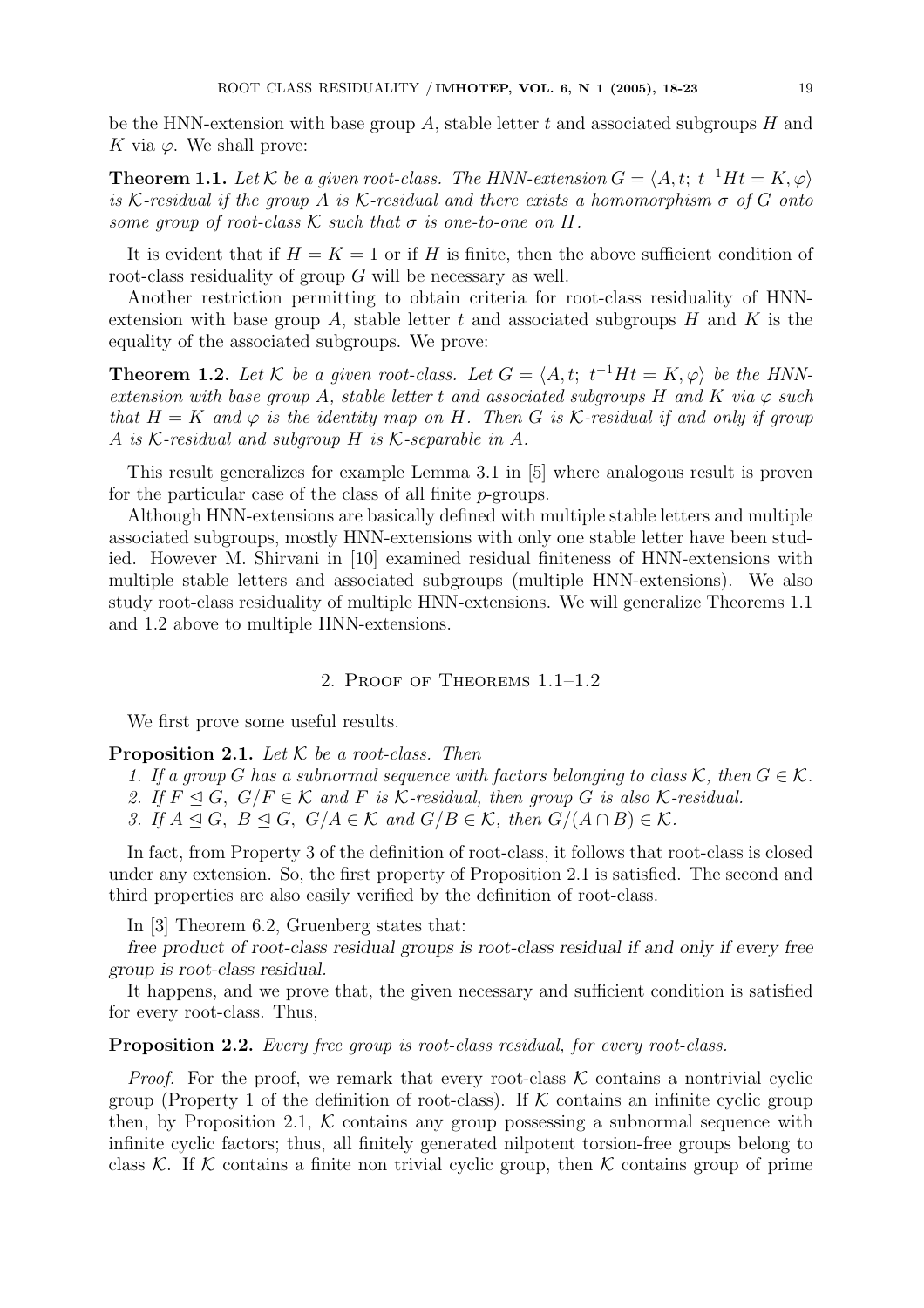be the HNN-extension with base group $A$, stable letter $t$ and associated subgroups $H$ and $K$ via $\varphi$. We shall prove:

**Theorem 1.1.** *Let $\mathcal{K}$ be a given root-class. The HNN-extension $G = \langle A, t;\ t^{-1}Ht = K, \varphi\rangle$ is $\mathcal{K}$-residual if the group $A$ is $\mathcal{K}$-residual and there exists a homomorphism $\sigma$ of $G$ onto some group of root-class $\mathcal{K}$ such that $\sigma$ is one-to-one on $H$.*

It is evident that if $H = K = 1$ or if $H$ is finite, then the above sufficient condition of root-class residuality of group $G$ will be necessary as well.

Another restriction permitting to obtain criteria for root-class residuality of HNN-extension with base group $A$, stable letter $t$ and associated subgroups $H$ and $K$ is the equality of the associated subgroups. We prove:

**Theorem 1.2.** *Let $\mathcal{K}$ be a given root-class. Let $G = \langle A, t;\ t^{-1}Ht = K, \varphi\rangle$ be the HNN-extension with base group $A$, stable letter $t$ and associated subgroups $H$ and $K$ via $\varphi$ such that $H = K$ and $\varphi$ is the identity map on $H$. Then $G$ is $\mathcal{K}$-residual if and only if group $A$ is $\mathcal{K}$-residual and subgroup $H$ is $\mathcal{K}$-separable in $A$.*

This result generalizes for example Lemma 3.1 in [5] where analogous result is proven for the particular case of the class of all finite $p$-groups.

Although HNN-extensions are basically defined with multiple stable letters and multiple associated subgroups, mostly HNN-extensions with only one stable letter have been studied. However M. Shirvani in [10] examined residual finiteness of HNN-extensions with multiple stable letters and associated subgroups (multiple HNN-extensions). We also study root-class residuality of multiple HNN-extensions. We will generalize Theorems 1.1 and 1.2 above to multiple HNN-extensions.

## 2. Proof of Theorems 1.1–1.2

We first prove some useful results.

**Proposition 2.1.** *Let $\mathcal{K}$ be a root-class. Then*

1. *If a group $G$ has a subnormal sequence with factors belonging to class $\mathcal{K}$, then $G \in \mathcal{K}$.*
2. *If $F \trianglelefteq G$, $G/F \in \mathcal{K}$ and $F$ is $\mathcal{K}$-residual, then group $G$ is also $\mathcal{K}$-residual.*
3. *If $A \trianglelefteq G$, $B \trianglelefteq G$, $G/A \in \mathcal{K}$ and $G/B \in \mathcal{K}$, then $G/(A \cap B) \in \mathcal{K}$.*

In fact, from Property 3 of the definition of root-class, it follows that root-class is closed under any extension. So, the first property of Proposition 2.1 is satisfied. The second and third properties are also easily verified by the definition of root-class.

In [3] Theorem 6.2, Gruenberg states that:

*free product of root-class residual groups is root-class residual if and only if every free group is root-class residual.*

It happens, and we prove that, the given necessary and sufficient condition is satisfied for every root-class. Thus,

**Proposition 2.2.** *Every free group is root-class residual, for every root-class.*

*Proof.* For the proof, we remark that every root-class $\mathcal{K}$ contains a nontrivial cyclic group (Property 1 of the definition of root-class). If $\mathcal{K}$ contains an infinite cyclic group then, by Proposition 2.1, $\mathcal{K}$ contains any group possessing a subnormal sequence with infinite cyclic factors; thus, all finitely generated nilpotent torsion-free groups belong to class $\mathcal{K}$. If $\mathcal{K}$ contains a finite non trivial cyclic group, then $\mathcal{K}$ contains group of prime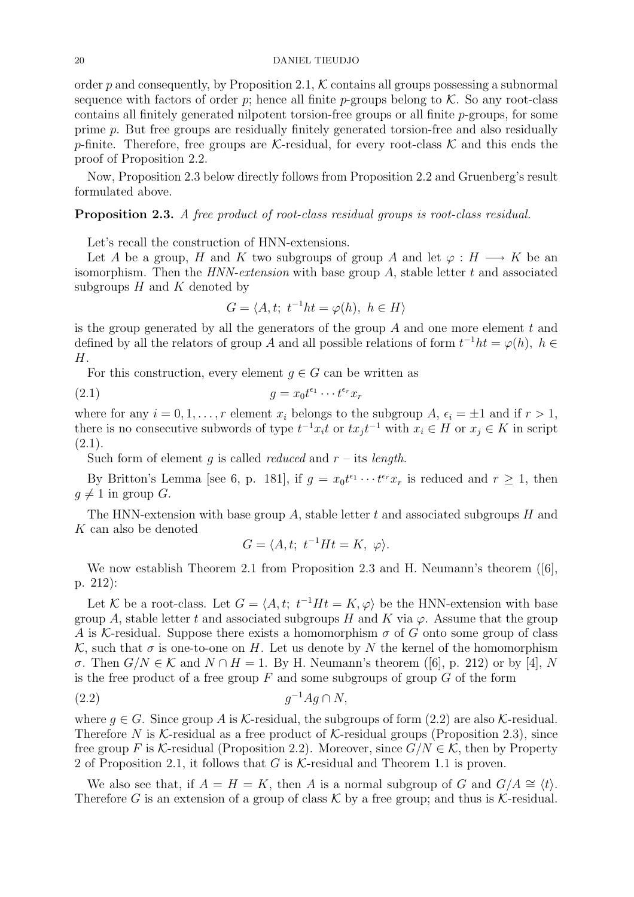order $p$ and consequently, by Proposition 2.1, $\mathcal{K}$ contains all groups possessing a subnormal sequence with factors of order $p$; hence all finite $p$-groups belong to $\mathcal{K}$. So any root-class contains all finitely generated nilpotent torsion-free groups or all finite $p$-groups, for some prime $p$. But free groups are residually finitely generated torsion-free and also residually $p$-finite. Therefore, free groups are $\mathcal{K}$-residual, for every root-class $\mathcal{K}$ and this ends the proof of Proposition 2.2.

Now, Proposition 2.3 below directly follows from Proposition 2.2 and Gruenberg's result formulated above.

**Proposition 2.3.** *A free product of root-class residual groups is root-class residual.*

Let's recall the construction of HNN-extensions.

Let $A$ be a group, $H$ and $K$ two subgroups of group $A$ and let $\varphi : H \longrightarrow K$ be an isomorphism. Then the *HNN-extension* with base group $A$, stable letter $t$ and associated subgroups $H$ and $K$ denoted by

$$G = \langle A, t;\ t^{-1}ht = \varphi(h),\ h \in H\rangle$$

is the group generated by all the generators of the group $A$ and one more element $t$ and defined by all the relators of group $A$ and all possible relations of form $t^{-1}ht = \varphi(h),\ h \in H$.

For this construction, every element $g \in G$ can be written as

$$g = x_0 t^{\epsilon_1} \cdots t^{\epsilon_r} x_r \tag{2.1}$$

where for any $i = 0, 1, \ldots, r$ element $x_i$ belongs to the subgroup $A$, $\epsilon_i = \pm 1$ and if $r > 1$, there is no consecutive subwords of type $t^{-1}x_i t$ or $tx_j t^{-1}$ with $x_i \in H$ or $x_j \in K$ in script (2.1).

Such form of element $g$ is called *reduced* and $r$ – its *length*.

By Britton's Lemma [see 6, p. 181], if $g = x_0 t^{\epsilon_1} \cdots t^{\epsilon_r} x_r$ is reduced and $r \geq 1$, then $g \neq 1$ in group $G$.

The HNN-extension with base group $A$, stable letter $t$ and associated subgroups $H$ and $K$ can also be denoted

$$G = \langle A, t;\ t^{-1}Ht = K,\ \varphi\rangle.$$

We now establish Theorem 2.1 from Proposition 2.3 and H. Neumann's theorem ([6], p. 212):

Let $\mathcal{K}$ be a root-class. Let $G = \langle A, t;\ t^{-1}Ht = K, \varphi\rangle$ be the HNN-extension with base group $A$, stable letter $t$ and associated subgroups $H$ and $K$ via $\varphi$. Assume that the group $A$ is $\mathcal{K}$-residual. Suppose there exists a homomorphism $\sigma$ of $G$ onto some group of class $\mathcal{K}$, such that $\sigma$ is one-to-one on $H$. Let us denote by $N$ the kernel of the homomorphism $\sigma$. Then $G/N \in \mathcal{K}$ and $N \cap H = 1$. By H. Neumann's theorem ([6], p. 212) or by [4], $N$ is the free product of a free group $F$ and some subgroups of group $G$ of the form

$$g^{-1}Ag \cap N, \tag{2.2}$$

where $g \in G$. Since group $A$ is $\mathcal{K}$-residual, the subgroups of form (2.2) are also $\mathcal{K}$-residual. Therefore $N$ is $\mathcal{K}$-residual as a free product of $\mathcal{K}$-residual groups (Proposition 2.3), since free group $F$ is $\mathcal{K}$-residual (Proposition 2.2). Moreover, since $G/N \in \mathcal{K}$, then by Property 2 of Proposition 2.1, it follows that $G$ is $\mathcal{K}$-residual and Theorem 1.1 is proven.

We also see that, if $A = H = K$, then $A$ is a normal subgroup of $G$ and $G/A \cong \langle t\rangle$. Therefore $G$ is an extension of a group of class $\mathcal{K}$ by a free group; and thus is $\mathcal{K}$-residual.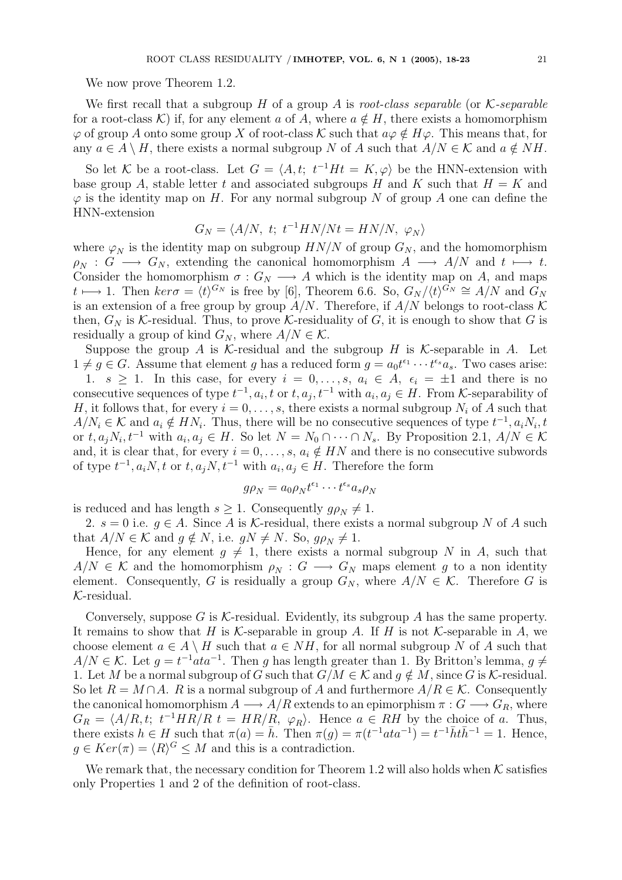We now prove Theorem 1.2.

We first recall that a subgroup $H$ of a group $A$ is *root-class separable* (or $\mathcal{K}$-*separable* for a root-class $\mathcal{K}$) if, for any element $a$ of $A$, where $a \notin H$, there exists a homomorphism $\varphi$ of group $A$ onto some group $X$ of root-class $\mathcal{K}$ such that $a\varphi \notin H\varphi$. This means that, for any $a \in A \setminus H$, there exists a normal subgroup $N$ of $A$ such that $A/N \in \mathcal{K}$ and $a \notin NH$.

So let $\mathcal{K}$ be a root-class. Let $G = \langle A, t;\ t^{-1}Ht = K, \varphi\rangle$ be the HNN-extension with base group $A$, stable letter $t$ and associated subgroups $H$ and $K$ such that $H = K$ and $\varphi$ is the identity map on $H$. For any normal subgroup $N$ of group $A$ one can define the HNN-extension

$$G_N = \langle A/N,\ t;\ t^{-1}HN/Nt = HN/N,\ \varphi_N\rangle$$

where $\varphi_N$ is the identity map on subgroup $HN/N$ of group $G_N$, and the homomorphism $\rho_N : G \longrightarrow G_N$, extending the canonical homomorphism $A \longrightarrow A/N$ and $t \longmapsto t$. Consider the homomorphism $\sigma : G_N \longrightarrow A$ which is the identity map on $A$, and maps $t \longmapsto 1$. Then $ker\sigma = \langle t\rangle^{G_N}$ is free by [6], Theorem 6.6. So, $G_N/\langle t\rangle^{G_N} \cong A/N$ and $G_N$ is an extension of a free group by group $A/N$. Therefore, if $A/N$ belongs to root-class $\mathcal{K}$ then, $G_N$ is $\mathcal{K}$-residual. Thus, to prove $\mathcal{K}$-residuality of $G$, it is enough to show that $G$ is residually a group of kind $G_N$, where $A/N \in \mathcal{K}$.

Suppose the group $A$ is $\mathcal{K}$-residual and the subgroup $H$ is $\mathcal{K}$-separable in $A$. Let $1 \neq g \in G$. Assume that element $g$ has a reduced form $g = a_0 t^{\epsilon_1} \cdots t^{\epsilon_s} a_s$. Two cases arise:

1. $s \geq 1$. In this case, for every $i = 0, \ldots, s$, $a_i \in A$, $\epsilon_i = \pm 1$ and there is no consecutive sequences of type $t^{-1}, a_i, t$ or $t, a_j, t^{-1}$ with $a_i, a_j \in H$. From $\mathcal{K}$-separability of $H$, it follows that, for every $i = 0, \ldots, s$, there exists a normal subgroup $N_i$ of $A$ such that $A/N_i \in \mathcal{K}$ and $a_i \notin HN_i$. Thus, there will be no consecutive sequences of type $t^{-1}, a_iN_i, t$ or $t, a_jN_i, t^{-1}$ with $a_i, a_j \in H$. So let $N = N_0 \cap \cdots \cap N_s$. By Proposition 2.1, $A/N \in \mathcal{K}$ and, it is clear that, for every $i = 0, \ldots, s$, $a_i \notin HN$ and there is no consecutive subwords of type $t^{-1}, a_iN, t$ or $t, a_jN, t^{-1}$ with $a_i, a_j \in H$. Therefore the form

$$g\rho_N = a_0\rho_N t^{\epsilon_1} \cdots t^{\epsilon_s} a_s \rho_N$$

is reduced and has length $s \geq 1$. Consequently $g\rho_N \neq 1$.

2. $s = 0$ i.e. $g \in A$. Since $A$ is $\mathcal{K}$-residual, there exists a normal subgroup $N$ of $A$ such that $A/N \in \mathcal{K}$ and $g \notin N$, i.e. $gN \neq N$. So, $g\rho_N \neq 1$.

Hence, for any element $g \neq 1$, there exists a normal subgroup $N$ in $A$, such that $A/N \in \mathcal{K}$ and the homomorphism $\rho_N : G \longrightarrow G_N$ maps element $g$ to a non identity element. Consequently, $G$ is residually a group $G_N$, where $A/N \in \mathcal{K}$. Therefore $G$ is $\mathcal{K}$-residual.

Conversely, suppose $G$ is $\mathcal{K}$-residual. Evidently, its subgroup $A$ has the same property. It remains to show that $H$ is $\mathcal{K}$-separable in group $A$. If $H$ is not $\mathcal{K}$-separable in $A$, we choose element $a \in A \setminus H$ such that $a \in NH$, for all normal subgroup $N$ of $A$ such that $A/N \in \mathcal{K}$. Let $g = t^{-1}ata^{-1}$. Then $g$ has length greater than 1. By Britton's lemma, $g \neq 1$. Let $M$ be a normal subgroup of $G$ such that $G/M \in \mathcal{K}$ and $g \notin M$, since $G$ is $\mathcal{K}$-residual. So let $R = M \cap A$. $R$ is a normal subgroup of $A$ and furthermore $A/R \in \mathcal{K}$. Consequently the canonical homomorphism $A \longrightarrow A/R$ extends to an epimorphism $\pi : G \longrightarrow G_R$, where $G_R = \langle A/R, t;\ t^{-1}HR/R\ t = HR/R,\ \varphi_R\rangle$. Hence $a \in RH$ by the choice of $a$. Thus, there exists $h \in H$ such that $\pi(a) = \bar{h}$. Then $\pi(g) = \pi(t^{-1}ata^{-1}) = t^{-1}\bar{h}t\bar{h}^{-1} = 1$. Hence, $g \in Ker(\pi) = \langle R\rangle^G \leq M$ and this is a contradiction.

We remark that, the necessary condition for Theorem 1.2 will also holds when $\mathcal{K}$ satisfies only Properties 1 and 2 of the definition of root-class.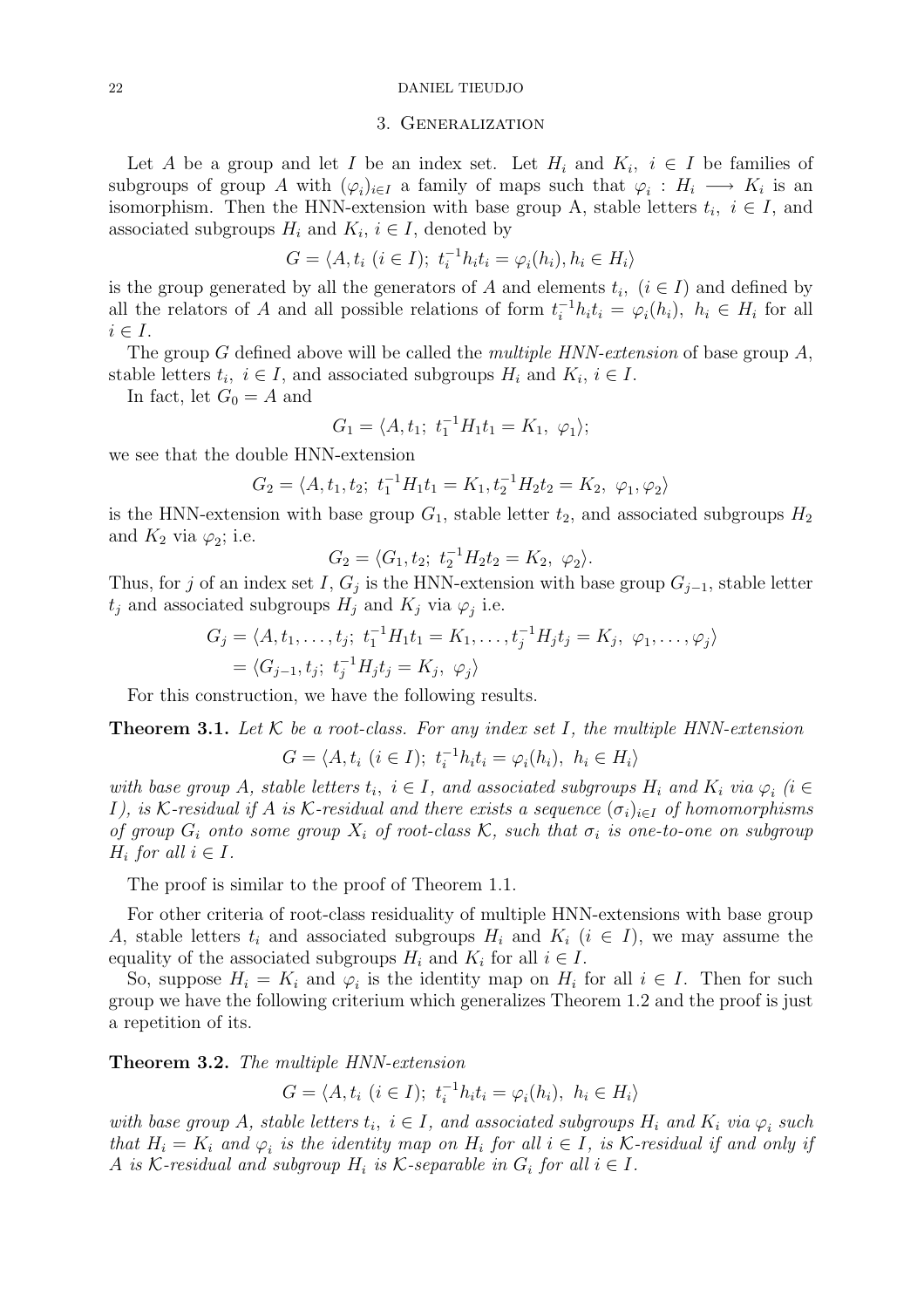## 3. Generalization

Let $A$ be a group and let $I$ be an index set. Let $H_i$ and $K_i$, $i \in I$ be families of subgroups of group $A$ with $(\varphi_i)_{i\in I}$ a family of maps such that $\varphi_i : H_i \longrightarrow K_i$ is an isomorphism. Then the HNN-extension with base group A, stable letters $t_i$, $i \in I$, and associated subgroups $H_i$ and $K_i$, $i \in I$, denoted by

$$G = \langle A, t_i \ (i \in I);\ t_i^{-1} h_i t_i = \varphi_i(h_i), h_i \in H_i \rangle$$

is the group generated by all the generators of $A$ and elements $t_i$, $(i \in I)$ and defined by all the relators of $A$ and all possible relations of form $t_i^{-1} h_i t_i = \varphi_i(h_i)$, $h_i \in H_i$ for all $i \in I$.

The group $G$ defined above will be called the *multiple HNN-extension* of base group $A$, stable letters $t_i$, $i \in I$, and associated subgroups $H_i$ and $K_i$, $i \in I$.

In fact, let $G_0 = A$ and

$$G_1 = \langle A, t_1;\ t_1^{-1} H_1 t_1 = K_1,\ \varphi_1 \rangle;$$

we see that the double HNN-extension

$$G_2 = \langle A, t_1, t_2;\ t_1^{-1} H_1 t_1 = K_1, t_2^{-1} H_2 t_2 = K_2,\ \varphi_1, \varphi_2 \rangle$$

is the HNN-extension with base group $G_1$, stable letter $t_2$, and associated subgroups $H_2$ and $K_2$ via $\varphi_2$; i.e.

$$G_2 = \langle G_1, t_2;\ t_2^{-1} H_2 t_2 = K_2,\ \varphi_2 \rangle.$$

Thus, for $j$ of an index set $I$, $G_j$ is the HNN-extension with base group $G_{j-1}$, stable letter $t_j$ and associated subgroups $H_j$ and $K_j$ via $\varphi_j$ i.e.

$$\begin{aligned}
G_j &= \langle A, t_1, \ldots, t_j;\ t_1^{-1} H_1 t_1 = K_1, \ldots, t_j^{-1} H_j t_j = K_j,\ \varphi_1, \ldots, \varphi_j \rangle \\
&= \langle G_{j-1}, t_j;\ t_j^{-1} H_j t_j = K_j,\ \varphi_j \rangle
\end{aligned}$$

For this construction, we have the following results.

**Theorem 3.1.** *Let $\mathcal{K}$ be a root-class. For any index set $I$, the multiple HNN-extension*

$$G = \langle A, t_i \ (i \in I);\ t_i^{-1} h_i t_i = \varphi_i(h_i),\ h_i \in H_i \rangle$$

*with base group $A$, stable letters $t_i$, $i \in I$, and associated subgroups $H_i$ and $K_i$ via $\varphi_i$ ($i \in I$), is $\mathcal{K}$-residual if $A$ is $\mathcal{K}$-residual and there exists a sequence $(\sigma_i)_{i\in I}$ of homomorphisms of group $G_i$ onto some group $X_i$ of root-class $\mathcal{K}$, such that $\sigma_i$ is one-to-one on subgroup $H_i$ for all $i \in I$.*

The proof is similar to the proof of Theorem 1.1.

For other criteria of root-class residuality of multiple HNN-extensions with base group $A$, stable letters $t_i$ and associated subgroups $H_i$ and $K_i$ ($i \in I$), we may assume the equality of the associated subgroups $H_i$ and $K_i$ for all $i \in I$.

So, suppose $H_i = K_i$ and $\varphi_i$ is the identity map on $H_i$ for all $i \in I$. Then for such group we have the following criterium which generalizes Theorem 1.2 and the proof is just a repetition of its.

**Theorem 3.2.** *The multiple HNN-extension*

$$G = \langle A, t_i \ (i \in I);\ t_i^{-1} h_i t_i = \varphi_i(h_i),\ h_i \in H_i \rangle$$

*with base group $A$, stable letters $t_i$, $i \in I$, and associated subgroups $H_i$ and $K_i$ via $\varphi_i$ such that $H_i = K_i$ and $\varphi_i$ is the identity map on $H_i$ for all $i \in I$, is $\mathcal{K}$-residual if and only if $A$ is $\mathcal{K}$-residual and subgroup $H_i$ is $\mathcal{K}$-separable in $G_i$ for $i \in I$.*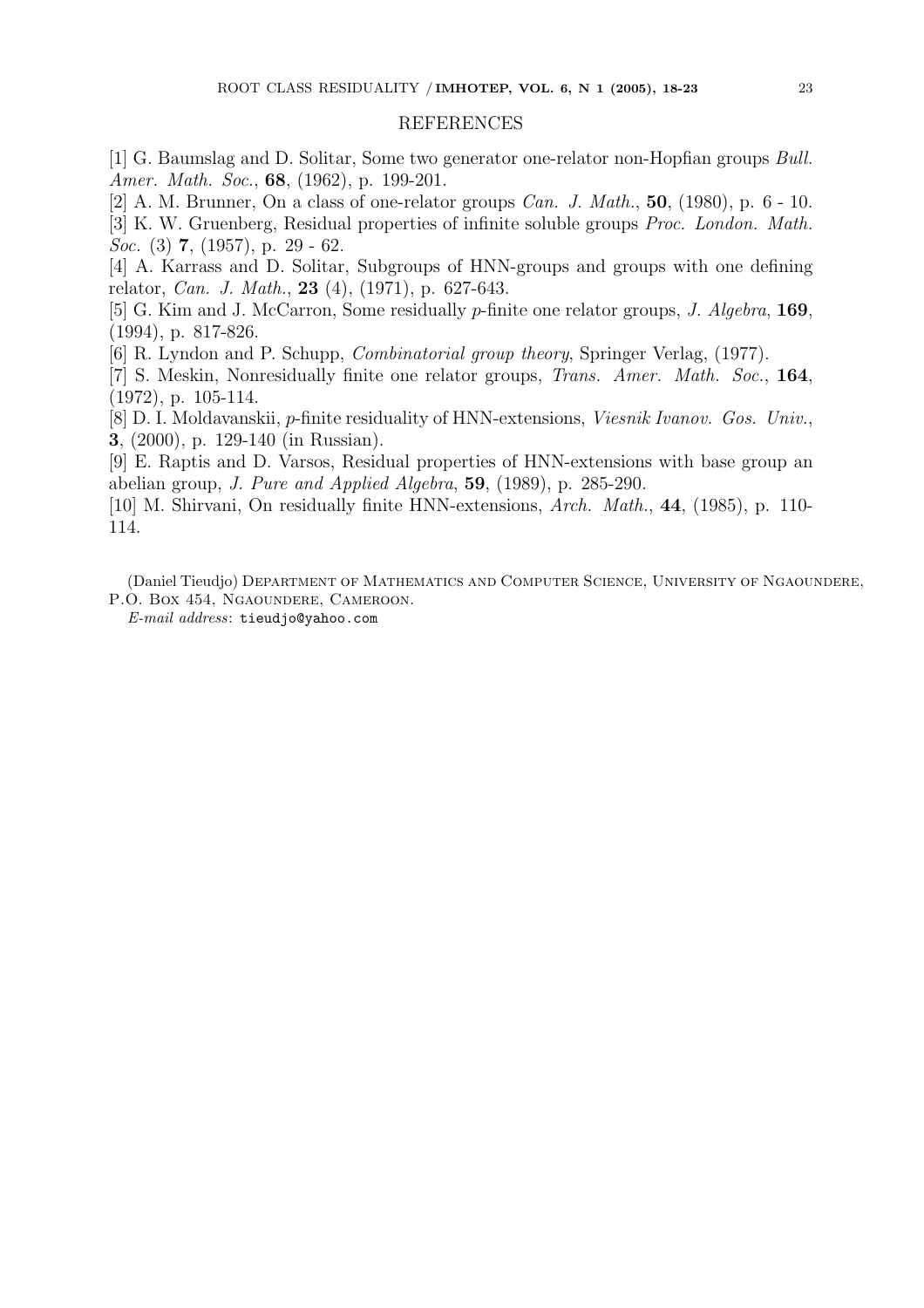## REFERENCES

[1] G. Baumslag and D. Solitar, Some two generator one-relator non-Hopfian groups *Bull. Amer. Math. Soc.*, **68**, (1962), p. 199-201.

[2] A. M. Brunner, On a class of one-relator groups *Can. J. Math.*, **50**, (1980), p. 6 - 10.

[3] K. W. Gruenberg, Residual properties of infinite soluble groups *Proc. London. Math. Soc.* (3) **7**, (1957), p. 29 - 62.

[4] A. Karrass and D. Solitar, Subgroups of HNN-groups and groups with one defining relator, *Can. J. Math.*, **23** (4), (1971), p. 627-643.

[5] G. Kim and J. McCarron, Some residually $p$-finite one relator groups, *J. Algebra*, **169**, (1994), p. 817-826.

[6] R. Lyndon and P. Schupp, *Combinatorial group theory*, Springer Verlag, (1977).

[7] S. Meskin, Nonresidually finite one relator groups, *Trans. Amer. Math. Soc.*, **164**, (1972), p. 105-114.

[8] D. I. Moldavanskii, $p$-finite residuality of HNN-extensions, *Viesnik Ivanov. Gos. Univ.*, **3**, (2000), p. 129-140 (in Russian).

[9] E. Raptis and D. Varsos, Residual properties of HNN-extensions with base group an abelian group, *J. Pure and Applied Algebra*, **59**, (1989), p. 285-290.

[10] M. Shirvani, On residually finite HNN-extensions, *Arch. Math.*, **44**, (1985), p. 110-114.

(Daniel Tieudjo) Department of Mathematics and Computer Science, University of Ngaoundere, P.O. Box 454, Ngaoundere, Cameroon.

*E-mail address*: tieudjo@yahoo.com